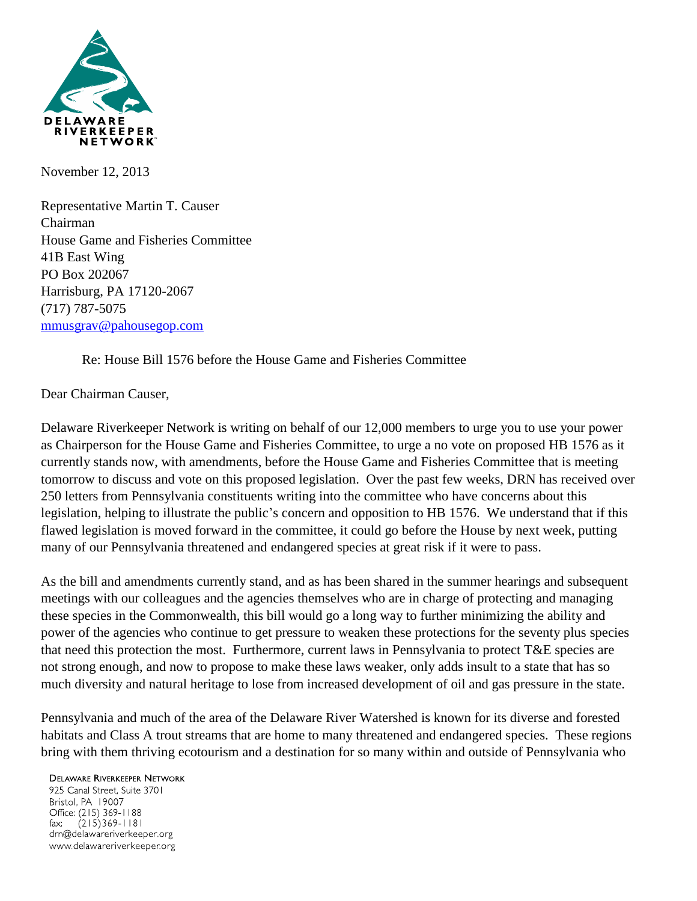DELAWARE RIVERKEEPER NETWORK

November 12, 2013

Representative Martin T. Causer
Chairman
House Game and Fisheries Committee
41B East Wing
PO Box 202067
Harrisburg, PA 17120-2067
(717) 787-5075
mmusgrav@pahousegop.com

Re: House Bill 1576 before the House Game and Fisheries Committee

Dear Chairman Causer,

Delaware Riverkeeper Network is writing on behalf of our 12,000 members to urge you to use your power as Chairperson for the House Game and Fisheries Committee, to urge a no vote on proposed HB 1576 as it currently stands now, with amendments, before the House Game and Fisheries Committee that is meeting tomorrow to discuss and vote on this proposed legislation. Over the past few weeks, DRN has received over 250 letters from Pennsylvania constituents writing into the committee who have concerns about this legislation, helping to illustrate the public's concern and opposition to HB 1576. We understand that if this flawed legislation is moved forward in the committee, it could go before the House by next week, putting many of our Pennsylvania threatened and endangered species at great risk if it were to pass.

As the bill and amendments currently stand, and as has been shared in the summer hearings and subsequent meetings with our colleagues and the agencies themselves who are in charge of protecting and managing these species in the Commonwealth, this bill would go a long way to further minimizing the ability and power of the agencies who continue to get pressure to weaken these protections for the seventy plus species that need this protection the most. Furthermore, current laws in Pennsylvania to protect T&E species are not strong enough, and now to propose to make these laws weaker, only adds insult to a state that has so much diversity and natural heritage to lose from increased development of oil and gas pressure in the state.

Pennsylvania and much of the area of the Delaware River Watershed is known for its diverse and forested habitats and Class A trout streams that are home to many threatened and endangered species. These regions bring with them thriving ecotourism and a destination for so many within and outside of Pennsylvania who

DELAWARE RIVERKEEPER NETWORK
925 Canal Street, Suite 3701
Bristol, PA 19007
Office: (215) 369-1188
fax: (215)369-1181
drn@delawareriverkeeper.org
www.delawareriverkeeper.org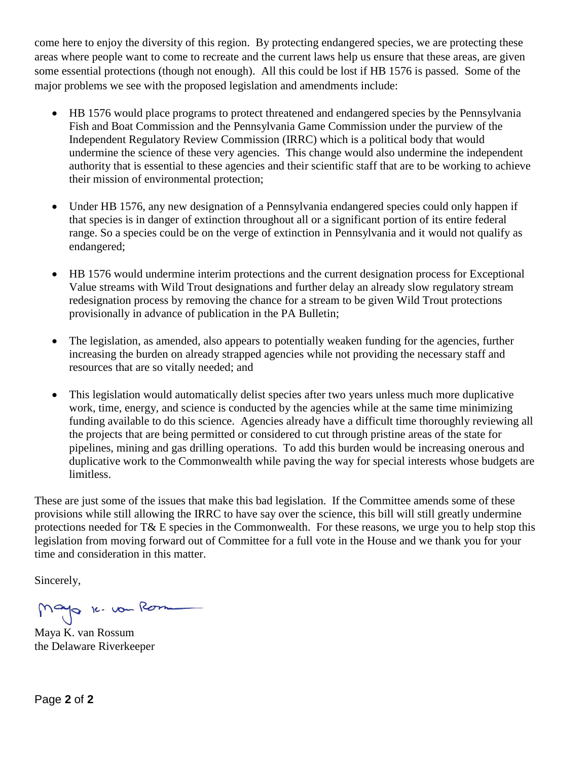come here to enjoy the diversity of this region. By protecting endangered species, we are protecting these areas where people want to come to recreate and the current laws help us ensure that these areas, are given some essential protections (though not enough). All this could be lost if HB 1576 is passed. Some of the major problems we see with the proposed legislation and amendments include:

- HB 1576 would place programs to protect threatened and endangered species by the Pennsylvania Fish and Boat Commission and the Pennsylvania Game Commission under the purview of the Independent Regulatory Review Commission (IRRC) which is a political body that would undermine the science of these very agencies. This change would also undermine the independent authority that is essential to these agencies and their scientific staff that are to be working to achieve their mission of environmental protection;

- Under HB 1576, any new designation of a Pennsylvania endangered species could only happen if that species is in danger of extinction throughout all or a significant portion of its entire federal range. So a species could be on the verge of extinction in Pennsylvania and it would not qualify as endangered;

- HB 1576 would undermine interim protections and the current designation process for Exceptional Value streams with Wild Trout designations and further delay an already slow regulatory stream redesignation process by removing the chance for a stream to be given Wild Trout protections provisionally in advance of publication in the PA Bulletin;

- The legislation, as amended, also appears to potentially weaken funding for the agencies, further increasing the burden on already strapped agencies while not providing the necessary staff and resources that are so vitally needed; and

- This legislation would automatically delist species after two years unless much more duplicative work, time, energy, and science is conducted by the agencies while at the same time minimizing funding available to do this science. Agencies already have a difficult time thoroughly reviewing all the projects that are being permitted or considered to cut through pristine areas of the state for pipelines, mining and gas drilling operations. To add this burden would be increasing onerous and duplicative work to the Commonwealth while paving the way for special interests whose budgets are limitless.

These are just some of the issues that make this bad legislation. If the Committee amends some of these provisions while still allowing the IRRC to have say over the science, this bill will still greatly undermine protections needed for T& E species in the Commonwealth. For these reasons, we urge you to help stop this legislation from moving forward out of Committee for a full vote in the House and we thank you for your time and consideration in this matter.

Sincerely,

Maya K. van Rossum

Maya K. van Rossum
the Delaware Riverkeeper